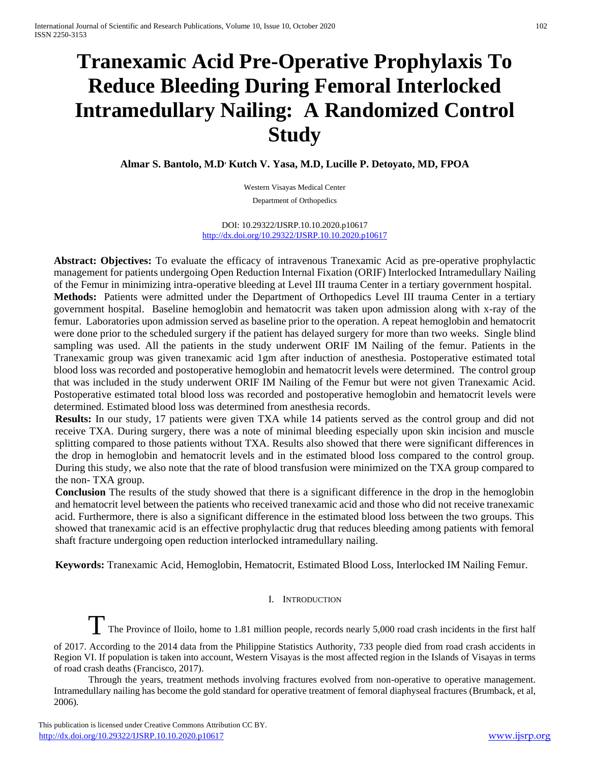# Tranexamic Acid Pre-Operative Prophylaxis To Reduce Bleeding During Femoral Interlocked Intramedullary Nailing: A Randomized Control Study

**Almar S. Bantolo, M.D, Kutch V. Yasa, M.D, Lucille P. Detoyato, MD, FPOA**

Western Visayas Medical Center

Department of Orthopedics

DOI: 10.29322/IJSRP.10.10.2020.p10617
http://dx.doi.org/10.29322/IJSRP.10.10.2020.p10617

**Abstract: Objectives:** To evaluate the efficacy of intravenous Tranexamic Acid as pre-operative prophylactic management for patients undergoing Open Reduction Internal Fixation (ORIF) Interlocked Intramedullary Nailing of the Femur in minimizing intra-operative bleeding at Level III trauma Center in a tertiary government hospital.

**Methods:** Patients were admitted under the Department of Orthopedics Level III trauma Center in a tertiary government hospital. Baseline hemoglobin and hematocrit was taken upon admission along with x-ray of the femur. Laboratories upon admission served as baseline prior to the operation. A repeat hemoglobin and hematocrit were done prior to the scheduled surgery if the patient has delayed surgery for more than two weeks. Single blind sampling was used. All the patients in the study underwent ORIF IM Nailing of the femur. Patients in the Tranexamic group was given tranexamic acid 1gm after induction of anesthesia. Postoperative estimated total blood loss was recorded and postoperative hemoglobin and hematocrit levels were determined. The control group that was included in the study underwent ORIF IM Nailing of the Femur but were not given Tranexamic Acid. Postoperative estimated total blood loss was recorded and postoperative hemoglobin and hematocrit levels were determined. Estimated blood loss was determined from anesthesia records.

**Results:** In our study, 17 patients were given TXA while 14 patients served as the control group and did not receive TXA. During surgery, there was a note of minimal bleeding especially upon skin incision and muscle splitting compared to those patients without TXA. Results also showed that there were significant differences in the drop in hemoglobin and hematocrit levels and in the estimated blood loss compared to the control group. During this study, we also note that the rate of blood transfusion were minimized on the TXA group compared to the non- TXA group.

**Conclusion** The results of the study showed that there is a significant difference in the drop in the hemoglobin and hematocrit level between the patients who received tranexamic acid and those who did not receive tranexamic acid. Furthermore, there is also a significant difference in the estimated blood loss between the two groups. This showed that tranexamic acid is an effective prophylactic drug that reduces bleeding among patients with femoral shaft fracture undergoing open reduction interlocked intramedullary nailing.

**Keywords:** Tranexamic Acid, Hemoglobin, Hematocrit, Estimated Blood Loss, Interlocked IM Nailing Femur.

## I. Introduction

The Province of Iloilo, home to 1.81 million people, records nearly 5,000 road crash incidents in the first half of 2017. According to the 2014 data from the Philippine Statistics Authority, 733 people died from road crash accidents in Region VI. If population is taken into account, Western Visayas is the most affected region in the Islands of Visayas in terms of road crash deaths (Francisco, 2017).

Through the years, treatment methods involving fractures evolved from non-operative to operative management. Intramedullary nailing has become the gold standard for operative treatment of femoral diaphyseal fractures (Brumback, et al, 2006).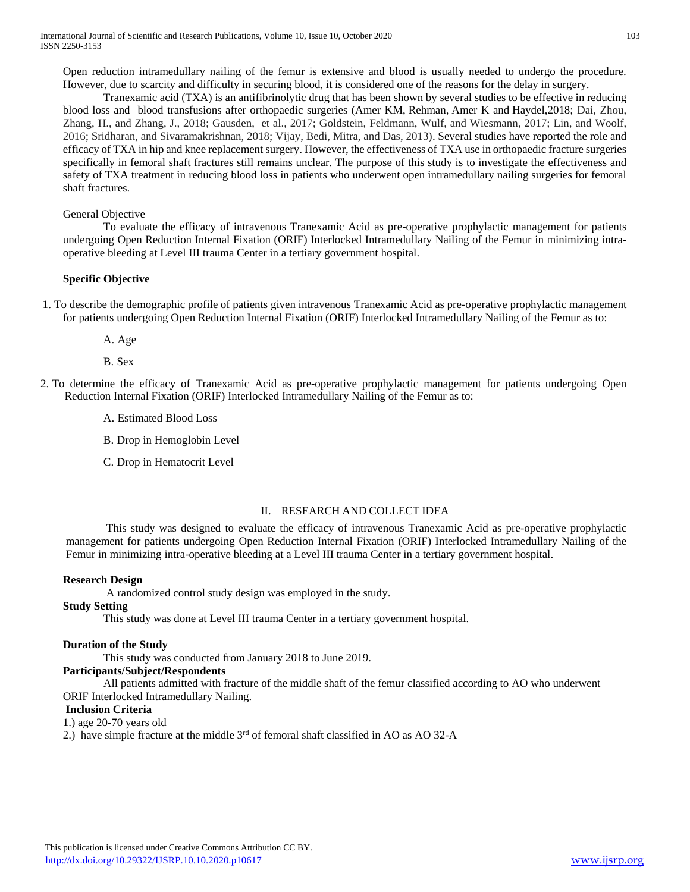Open reduction intramedullary nailing of the femur is extensive and blood is usually needed to undergo the procedure. However, due to scarcity and difficulty in securing blood, it is considered one of the reasons for the delay in surgery.

Tranexamic acid (TXA) is an antifibrinolytic drug that has been shown by several studies to be effective in reducing blood loss and blood transfusions after orthopaedic surgeries (Amer KM, Rehman, Amer K and Haydel,2018; Dai, Zhou, Zhang, H., and Zhang, J., 2018; Gausden, et al., 2017; Goldstein, Feldmann, Wulf, and Wiesmann, 2017; Lin, and Woolf, 2016; Sridharan, and Sivaramakrishnan, 2018; Vijay, Bedi, Mitra, and Das, 2013). Several studies have reported the role and efficacy of TXA in hip and knee replacement surgery. However, the effectiveness of TXA use in orthopaedic fracture surgeries specifically in femoral shaft fractures still remains unclear. The purpose of this study is to investigate the effectiveness and safety of TXA treatment in reducing blood loss in patients who underwent open intramedullary nailing surgeries for femoral shaft fractures.

General Objective

To evaluate the efficacy of intravenous Tranexamic Acid as pre-operative prophylactic management for patients undergoing Open Reduction Internal Fixation (ORIF) Interlocked Intramedullary Nailing of the Femur in minimizing intra-operative bleeding at Level III trauma Center in a tertiary government hospital.

**Specific Objective**

1. To describe the demographic profile of patients given intravenous Tranexamic Acid as pre-operative prophylactic management for patients undergoing Open Reduction Internal Fixation (ORIF) Interlocked Intramedullary Nailing of the Femur as to:

   A. Age

   B. Sex

2. To determine the efficacy of Tranexamic Acid as pre-operative prophylactic management for patients undergoing Open Reduction Internal Fixation (ORIF) Interlocked Intramedullary Nailing of the Femur as to:

   A. Estimated Blood Loss

   B. Drop in Hemoglobin Level

   C. Drop in Hematocrit Level

## II. RESEARCH AND COLLECT IDEA

This study was designed to evaluate the efficacy of intravenous Tranexamic Acid as pre-operative prophylactic management for patients undergoing Open Reduction Internal Fixation (ORIF) Interlocked Intramedullary Nailing of the Femur in minimizing intra-operative bleeding at a Level III trauma Center in a tertiary government hospital.

**Research Design**

A randomized control study design was employed in the study.

**Study Setting**

This study was done at Level III trauma Center in a tertiary government hospital.

**Duration of the Study**

This study was conducted from January 2018 to June 2019.

**Participants/Subject/Respondents**

All patients admitted with fracture of the middle shaft of the femur classified according to AO who underwent ORIF Interlocked Intramedullary Nailing.

**Inclusion Criteria**

1.) age 20-70 years old

2.) have simple fracture at the middle 3rd of femoral shaft classified in AO as AO 32-A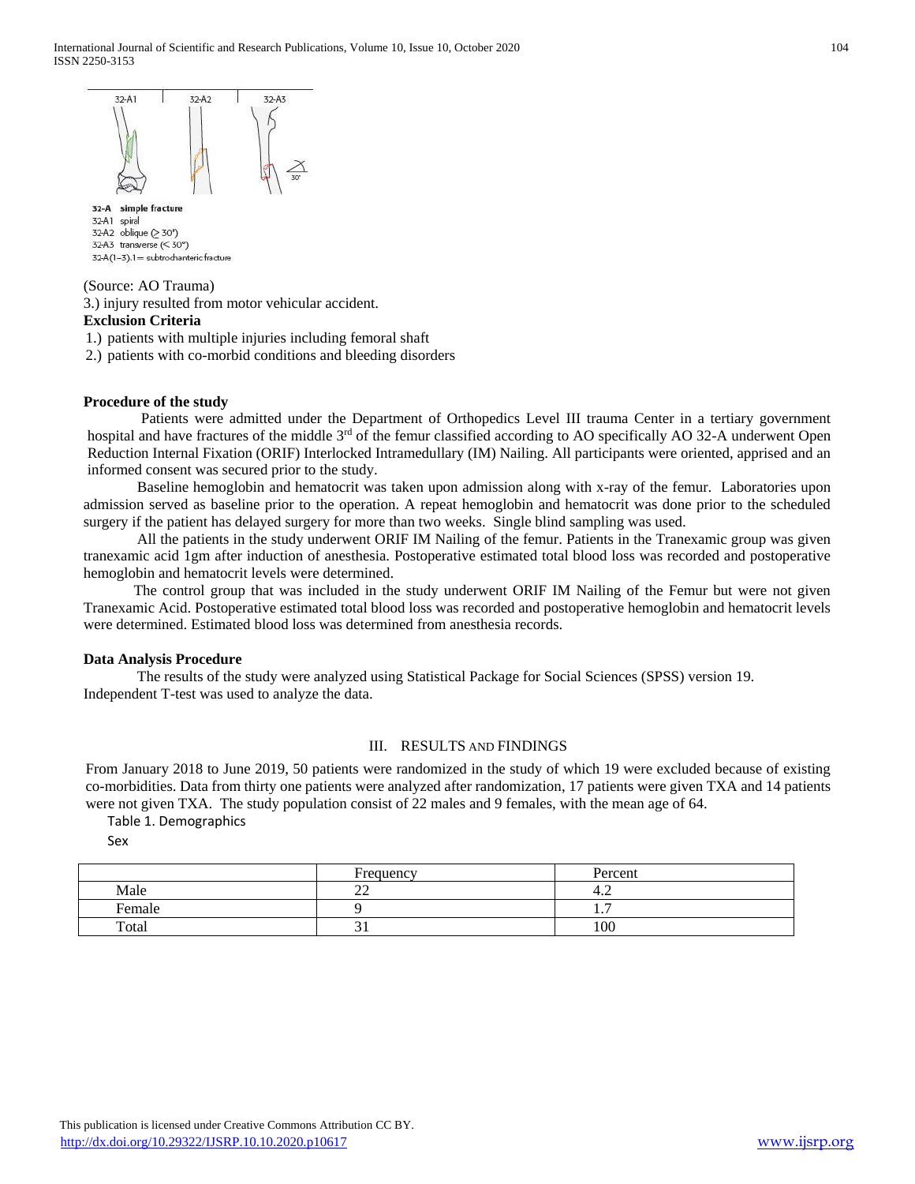32-A1 | 32-A2 | 32-A3

**32-A simple fracture**
32-A1 spiral
32-A2 oblique (≥ 30°)
32-A3 transverse (< 30°)
32-A(1–3).1 = subtrochanteric fracture

(Source: AO Trauma)

3.) injury resulted from motor vehicular accident.

**Exclusion Criteria**

1.) patients with multiple injuries including femoral shaft
2.) patients with co-morbid conditions and bleeding disorders

**Procedure of the study**

Patients were admitted under the Department of Orthopedics Level III trauma Center in a tertiary government hospital and have fractures of the middle 3rd of the femur classified according to AO specifically AO 32-A underwent Open Reduction Internal Fixation (ORIF) Interlocked Intramedullary (IM) Nailing. All participants were oriented, apprised and an informed consent was secured prior to the study.

Baseline hemoglobin and hematocrit was taken upon admission along with x-ray of the femur. Laboratories upon admission served as baseline prior to the operation. A repeat hemoglobin and hematocrit was done prior to the scheduled surgery if the patient has delayed surgery for more than two weeks. Single blind sampling was used.

All the patients in the study underwent ORIF IM Nailing of the femur. Patients in the Tranexamic group was given tranexamic acid 1gm after induction of anesthesia. Postoperative estimated total blood loss was recorded and postoperative hemoglobin and hematocrit levels were determined.

The control group that was included in the study underwent ORIF IM Nailing of the Femur but were not given Tranexamic Acid. Postoperative estimated total blood loss was recorded and postoperative hemoglobin and hematocrit levels were determined. Estimated blood loss was determined from anesthesia records.

**Data Analysis Procedure**

The results of the study were analyzed using Statistical Package for Social Sciences (SPSS) version 19. Independent T-test was used to analyze the data.

## III. RESULTS AND FINDINGS

From January 2018 to June 2019, 50 patients were randomized in the study of which 19 were excluded because of existing co-morbidities. Data from thirty one patients were analyzed after randomization, 17 patients were given TXA and 14 patients were not given TXA. The study population consist of 22 males and 9 females, with the mean age of 64.

Table 1. Demographics

Sex

| | Frequency | Percent |
|---|---|---|
| Male | 22 | 4.2 |
| Female | 9 | 1.7 |
| Total | 31 | 100 |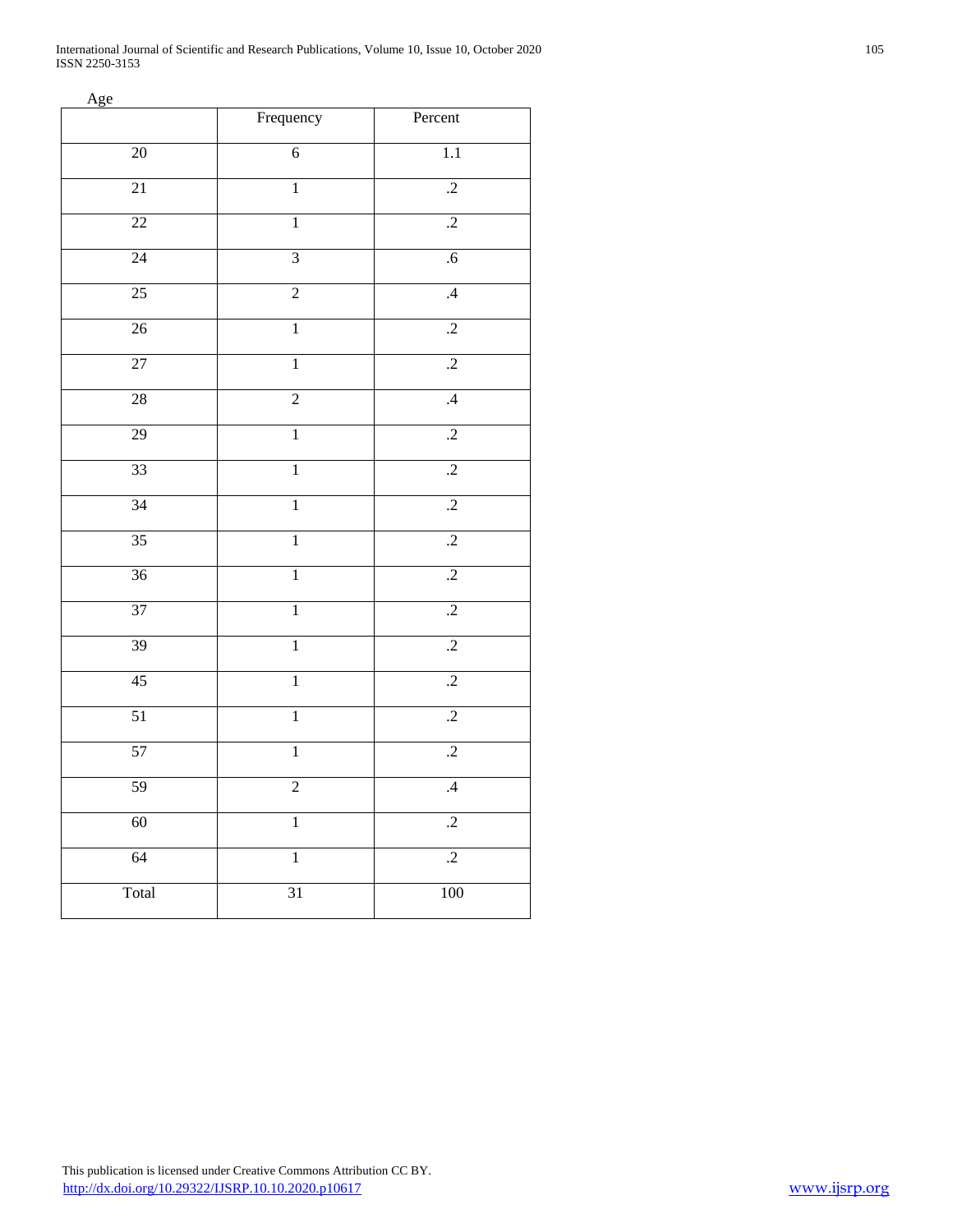Age

| | Frequency | Percent |
|---|---|---|
| 20 | 6 | 1.1 |
| 21 | 1 | .2 |
| 22 | 1 | .2 |
| 24 | 3 | .6 |
| 25 | 2 | .4 |
| 26 | 1 | .2 |
| 27 | 1 | .2 |
| 28 | 2 | .4 |
| 29 | 1 | .2 |
| 33 | 1 | .2 |
| 34 | 1 | .2 |
| 35 | 1 | .2 |
| 36 | 1 | .2 |
| 37 | 1 | .2 |
| 39 | 1 | .2 |
| 45 | 1 | .2 |
| 51 | 1 | .2 |
| 57 | 1 | .2 |
| 59 | 2 | .4 |
| 60 | 1 | .2 |
| 64 | 1 | .2 |
| Total | 31 | 100 |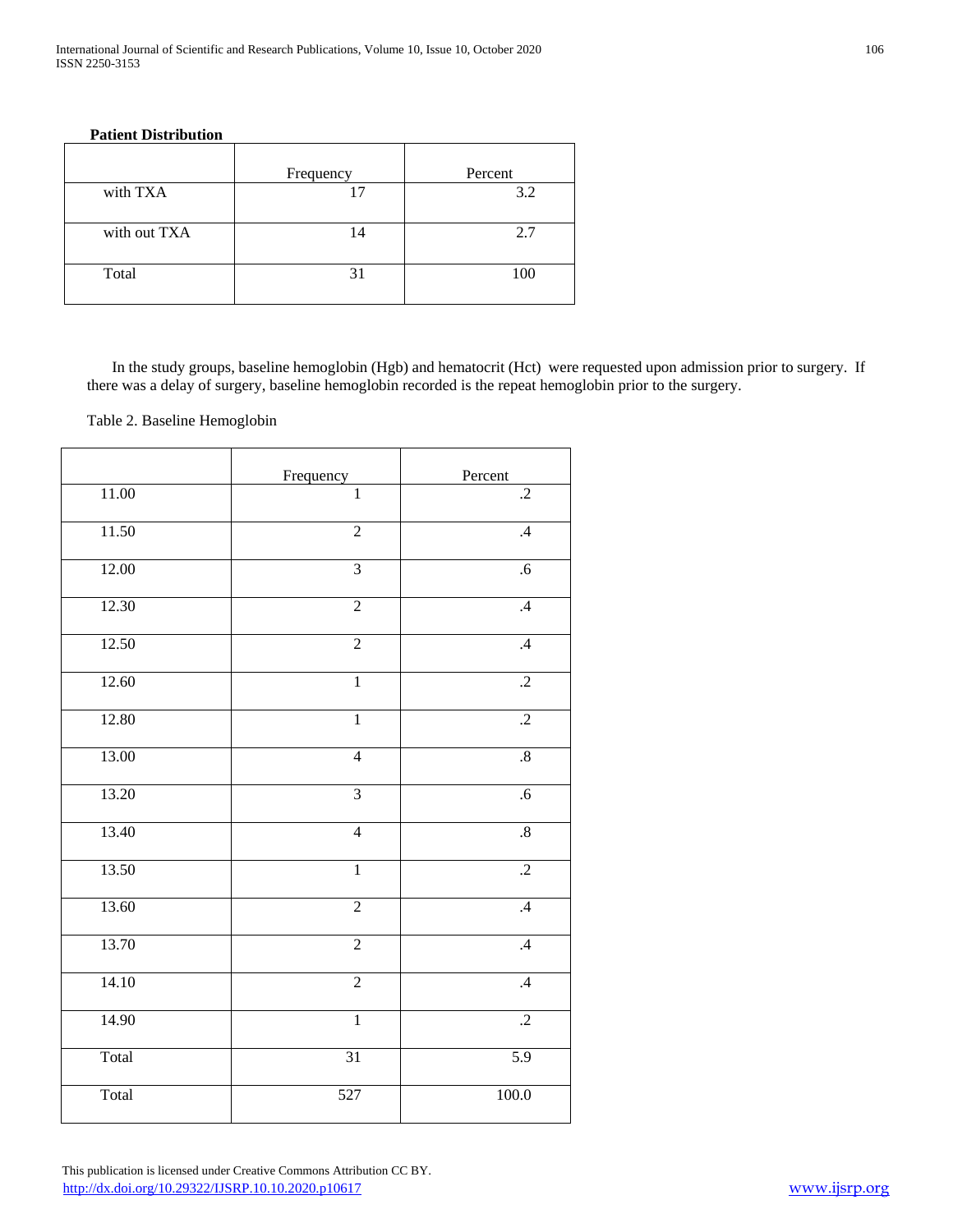**Patient Distribution**

| | Frequency | Percent |
|---|---|---|
| with TXA | 17 | 3.2 |
| with out TXA | 14 | 2.7 |
| Total | 31 | 100 |

In the study groups, baseline hemoglobin (Hgb) and hematocrit (Hct) were requested upon admission prior to surgery. If there was a delay of surgery, baseline hemoglobin recorded is the repeat hemoglobin prior to the surgery.

Table 2. Baseline Hemoglobin

| | Frequency | Percent |
|---|---|---|
| 11.00 | 1 | .2 |
| 11.50 | 2 | .4 |
| 12.00 | 3 | .6 |
| 12.30 | 2 | .4 |
| 12.50 | 2 | .4 |
| 12.60 | 1 | .2 |
| 12.80 | 1 | .2 |
| 13.00 | 4 | .8 |
| 13.20 | 3 | .6 |
| 13.40 | 4 | .8 |
| 13.50 | 1 | .2 |
| 13.60 | 2 | .4 |
| 13.70 | 2 | .4 |
| 14.10 | 2 | .4 |
| 14.90 | 1 | .2 |
| Total | 31 | 5.9 |
| Total | 527 | 100.0 |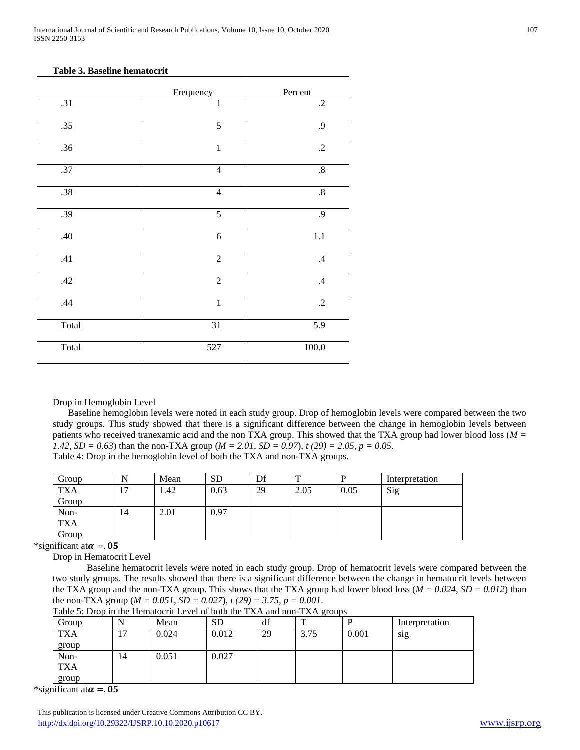**Table 3. Baseline hematocrit**

| | Frequency | Percent |
|---|---|---|
| .31 | 1 | .2 |
| .35 | 5 | .9 |
| .36 | 1 | .2 |
| .37 | 4 | .8 |
| .38 | 4 | .8 |
| .39 | 5 | .9 |
| .40 | 6 | 1.1 |
| .41 | 2 | .4 |
| .42 | 2 | .4 |
| .44 | 1 | .2 |
| Total | 31 | 5.9 |
| Total | 527 | 100.0 |

Drop in Hemoglobin Level

Baseline hemoglobin levels were noted in each study group. Drop of hemoglobin levels were compared between the two study groups. This study showed that there is a significant difference between the change in hemoglobin levels between patients who received tranexamic acid and the non TXA group. This showed that the TXA group had lower blood loss (*M = 1.42, SD = 0.63*) than the non-TXA group (*M = 2.01, SD = 0.97*), *t (29) = 2.05, p = 0.05*.

Table 4: Drop in the hemoglobin level of both the TXA and non-TXA groups.

| Group | N | Mean | SD | Df | T | P | Interpretation |
|---|---|---|---|---|---|---|---|
| TXA Group | 17 | 1.42 | 0.63 | 29 | 2.05 | 0.05 | Sig |
| Non-TXA Group | 14 | 2.01 | 0.97 | | | | |

*significant at $\alpha = .05$

Drop in Hematocrit Level

Baseline hematocrit levels were noted in each study group. Drop of hematocrit levels were compared between the two study groups. The results showed that there is a significant difference between the change in hematocrit levels between the TXA group and the non-TXA group. This shows that the TXA group had lower blood loss (*M = 0.024, SD = 0.012*) than the non-TXA group (*M = 0.051, SD = 0.027*), *t (29) = 3.75, p = 0.001*.

Table 5: Drop in the Hematocrit Level of both the TXA and non-TXA groups

| Group | N | Mean | SD | df | T | P | Interpretation |
|---|---|---|---|---|---|---|---|
| TXA group | 17 | 0.024 | 0.012 | 29 | 3.75 | 0.001 | sig |
| Non-TXA group | 14 | 0.051 | 0.027 | | | | |

*significant at $\alpha = .05$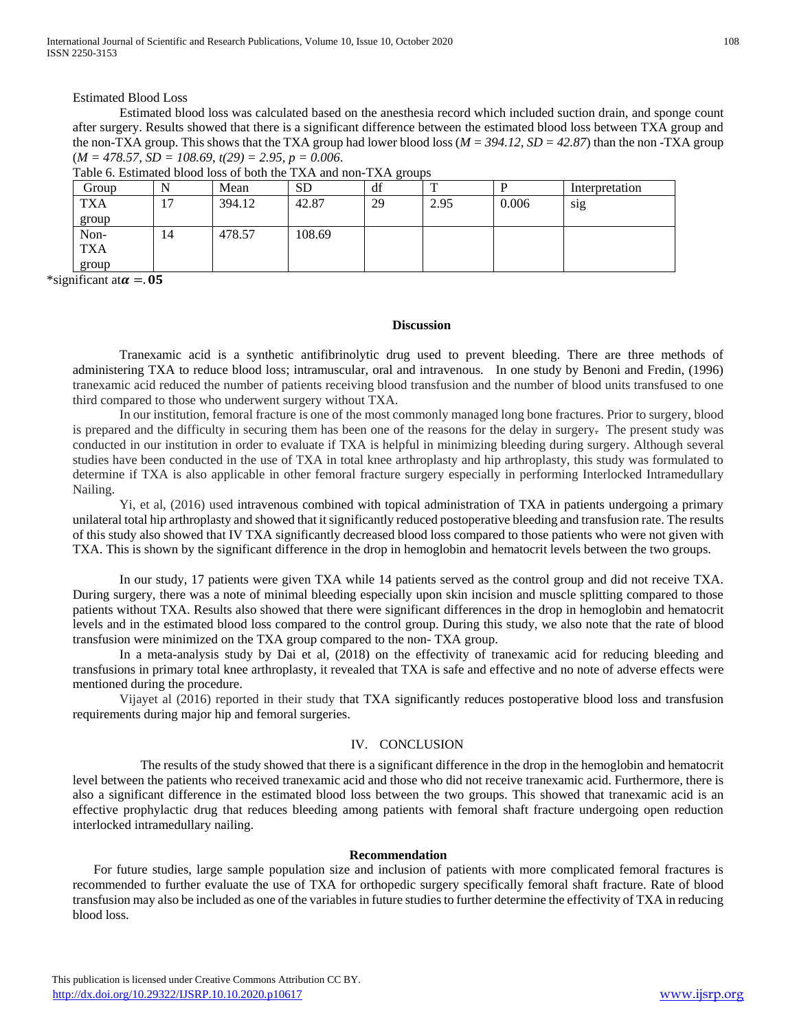Estimated Blood Loss

Estimated blood loss was calculated based on the anesthesia record which included suction drain, and sponge count after surgery. Results showed that there is a significant difference between the estimated blood loss between TXA group and the non-TXA group. This shows that the TXA group had lower blood loss ($M = 394.12, SD = 42.87$) than the non -TXA group ($M = 478.57, SD = 108.69, t(29) = 2.95, p = 0.006$.

Table 6. Estimated blood loss of both the TXA and non-TXA groups

| Group | N | Mean | SD | df | T | P | Interpretation |
|---|---|---|---|---|---|---|---|
| TXA group | 17 | 394.12 | 42.87 | 29 | 2.95 | 0.006 | sig |
| Non-TXA group | 14 | 478.57 | 108.69 | | | | |

*significant at $\alpha = .05$

**Discussion**

Tranexamic acid is a synthetic antifibrinolytic drug used to prevent bleeding. There are three methods of administering TXA to reduce blood loss; intramuscular, oral and intravenous. In one study by Benoni and Fredin, (1996) tranexamic acid reduced the number of patients receiving blood transfusion and the number of blood units transfused to one third compared to those who underwent surgery without TXA.

In our institution, femoral fracture is one of the most commonly managed long bone fractures. Prior to surgery, blood is prepared and the difficulty in securing them has been one of the reasons for the delay in surgery. The present study was conducted in our institution in order to evaluate if TXA is helpful in minimizing bleeding during surgery. Although several studies have been conducted in the use of TXA in total knee arthroplasty and hip arthroplasty, this study was formulated to determine if TXA is also applicable in other femoral fracture surgery especially in performing Interlocked Intramedullary Nailing.

Yi, et al, (2016) used intravenous combined with topical administration of TXA in patients undergoing a primary unilateral total hip arthroplasty and showed that it significantly reduced postoperative bleeding and transfusion rate. The results of this study also showed that IV TXA significantly decreased blood loss compared to those patients who were not given with TXA. This is shown by the significant difference in the drop in hemoglobin and hematocrit levels between the two groups.

In our study, 17 patients were given TXA while 14 patients served as the control group and did not receive TXA. During surgery, there was a note of minimal bleeding especially upon skin incision and muscle splitting compared to those patients without TXA. Results also showed that there were significant differences in the drop in hemoglobin and hematocrit levels and in the estimated blood loss compared to the control group. During this study, we also note that the rate of blood transfusion were minimized on the TXA group compared to the non- TXA group.

In a meta-analysis study by Dai et al, (2018) on the effectivity of tranexamic acid for reducing bleeding and transfusions in primary total knee arthroplasty, it revealed that TXA is safe and effective and no note of adverse effects were mentioned during the procedure.

Vijayet al (2016) reported in their study that TXA significantly reduces postoperative blood loss and transfusion requirements during major hip and femoral surgeries.

## IV. CONCLUSION

The results of the study showed that there is a significant difference in the drop in the hemoglobin and hematocrit level between the patients who received tranexamic acid and those who did not receive tranexamic acid. Furthermore, there is also a significant difference in the estimated blood loss between the two groups. This showed that tranexamic acid is an effective prophylactic drug that reduces bleeding among patients with femoral shaft fracture undergoing open reduction interlocked intramedullary nailing.

**Recommendation**

For future studies, large sample population size and inclusion of patients with more complicated femoral fractures is recommended to further evaluate the use of TXA for orthopedic surgery specifically femoral shaft fracture. Rate of blood transfusion may also be included as one of the variables in future studies to further determine the effectivity of TXA in reducing blood loss.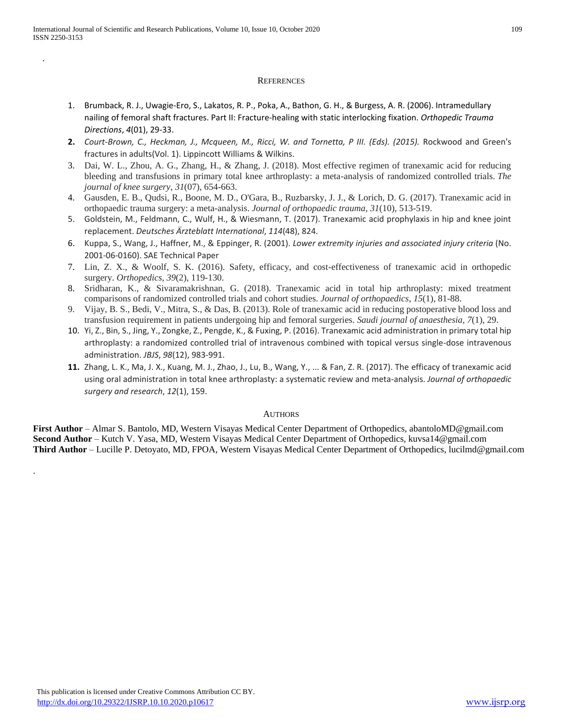## REFERENCES

1. Brumback, R. J., Uwagie-Ero, S., Lakatos, R. P., Poka, A., Bathon, G. H., & Burgess, A. R. (2006). Intramedullary nailing of femoral shaft fractures. Part II: Fracture-healing with static interlocking fixation. *Orthopedic Trauma Directions*, *4*(01), 29-33.
2. *Court-Brown, C., Heckman, J., Mcqueen, M., Ricci, W. and Tornetta, P III. (Eds). (2015).* Rockwood and Green's fractures in adults(Vol. 1). Lippincott Williams & Wilkins.
3. Dai, W. L., Zhou, A. G., Zhang, H., & Zhang, J. (2018). Most effective regimen of tranexamic acid for reducing bleeding and transfusions in primary total knee arthroplasty: a meta-analysis of randomized controlled trials. *The journal of knee surgery*, *31*(07), 654-663.
4. Gausden, E. B., Qudsi, R., Boone, M. D., O'Gara, B., Ruzbarsky, J. J., & Lorich, D. G. (2017). Tranexamic acid in orthopaedic trauma surgery: a meta-analysis. *Journal of orthopaedic trauma*, *31*(10), 513-519.
5. Goldstein, M., Feldmann, C., Wulf, H., & Wiesmann, T. (2017). Tranexamic acid prophylaxis in hip and knee joint replacement. *Deutsches Ärzteblatt International*, *114*(48), 824.
6. Kuppa, S., Wang, J., Haffner, M., & Eppinger, R. (2001). *Lower extremity injuries and associated injury criteria* (No. 2001-06-0160). SAE Technical Paper
7. Lin, Z. X., & Woolf, S. K. (2016). Safety, efficacy, and cost-effectiveness of tranexamic acid in orthopedic surgery. *Orthopedics*, *39*(2), 119-130.
8. Sridharan, K., & Sivaramakrishnan, G. (2018). Tranexamic acid in total hip arthroplasty: mixed treatment comparisons of randomized controlled trials and cohort studies. *Journal of orthopaedics*, *15*(1), 81-88.
9. Vijay, B. S., Bedi, V., Mitra, S., & Das, B. (2013). Role of tranexamic acid in reducing postoperative blood loss and transfusion requirement in patients undergoing hip and femoral surgeries. *Saudi journal of anaesthesia*, *7*(1), 29.
10. Yi, Z., Bin, S., Jing, Y., Zongke, Z., Pengde, K., & Fuxing, P. (2016). Tranexamic acid administration in primary total hip arthroplasty: a randomized controlled trial of intravenous combined with topical versus single-dose intravenous administration. *JBJS*, *98*(12), 983-991.
11. Zhang, L. K., Ma, J. X., Kuang, M. J., Zhao, J., Lu, B., Wang, Y., ... & Fan, Z. R. (2017). The efficacy of tranexamic acid using oral administration in total knee arthroplasty: a systematic review and meta-analysis. *Journal of orthopaedic surgery and research*, *12*(1), 159.

## AUTHORS

**First Author** – Almar S. Bantolo, MD, Western Visayas Medical Center Department of Orthopedics, abantoloMD@gmail.com
**Second Author** – Kutch V. Yasa, MD, Western Visayas Medical Center Department of Orthopedics, kuvsa14@gmail.com
**Third Author** – Lucille P. Detoyato, MD, FPOA, Western Visayas Medical Center Department of Orthopedics, lucilmd@gmail.com